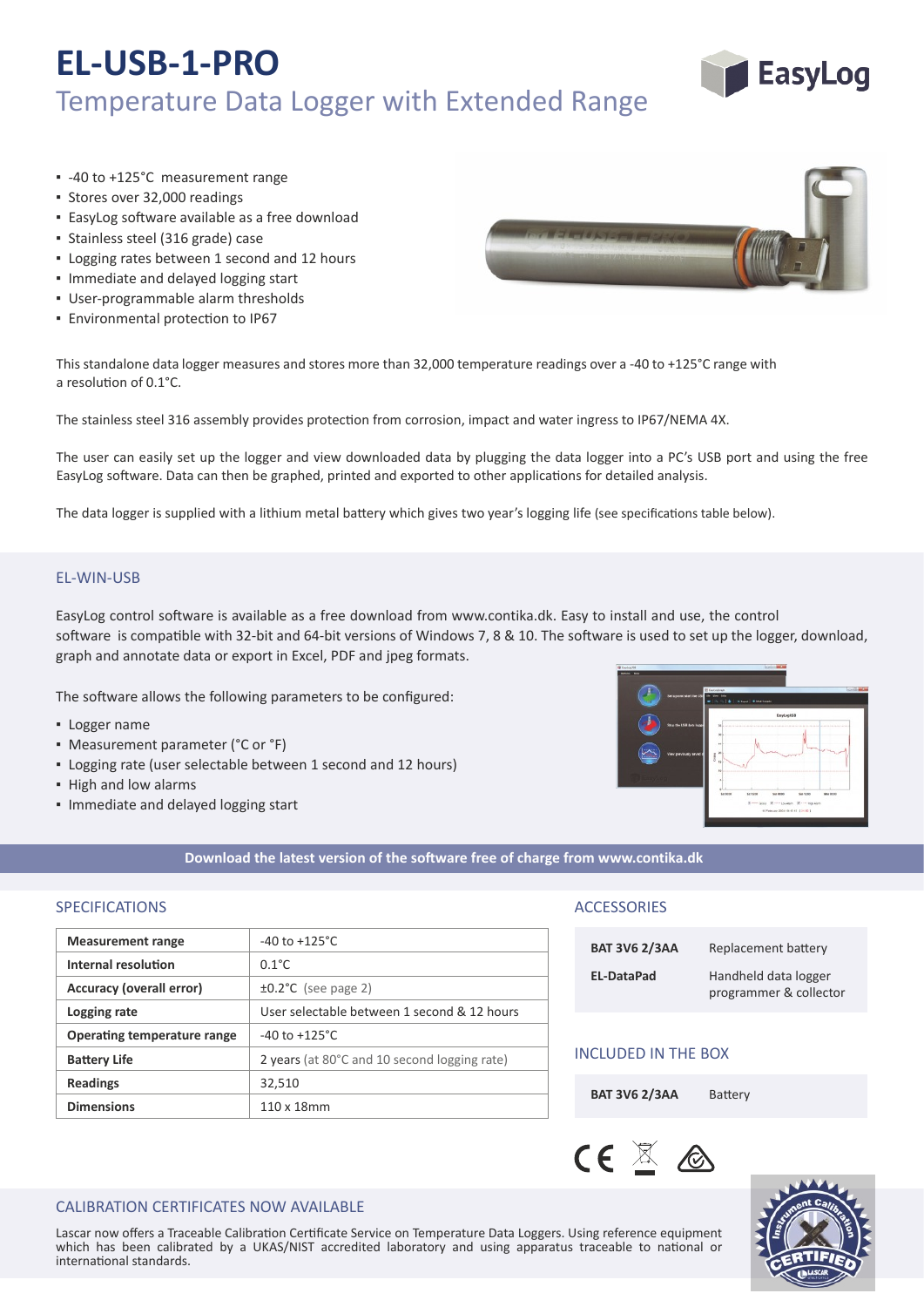# EL-USB-1-PRO

## Temperature Data Logger with Extended Range

- -40 to +125°C measurement range
- Stores over 32,000 readings
- EasyLog software available as a free download
- Stainless steel (316 grade) case
- Logging rates between 1 second and 12 hours
- Immediate and delayed logging start
- User-programmable alarm thresholds
- Environmental protection to IP67

This standalone data logger measures and stores more than 32,000 temperature readings over a -40 to +125°C range with a resolution of 0.1°C.

The stainless steel 316 assembly provides protection from corrosion, impact and water ingress to IP67/NEMA 4X.

The user can easily set up the logger and view downloaded data by plugging the data logger into a PC's USB port and using the free EasyLog software. Data can then be graphed, printed and exported to other applications for detailed analysis.

The data logger is supplied with a lithium metal battery which gives two year's logging life (see specifications table below).

## EL-WIN-USB

EasyLog control software is available as a free download from www.contika.dk. Easy to install and use, the control software is compatible with 32-bit and 64-bit versions of Windows 7, 8 & 10. The software is used to set up the logger, download, graph and annotate data or export in Excel, PDF and jpeg formats.

The software allows the following parameters to be configured:

- Logger name
- Measurement parameter (°C or °F)
- Logging rate (user selectable between 1 second and 12 hours)
- High and low alarms
- Immediate and delayed logging start

**Download the latest version of the software free of charge from www.contika.dk**

## SPECIFICATIONS

| | |
|---|---|
| **Measurement range** | -40 to +125°C |
| **Internal resolution** | 0.1°C |
| **Accuracy (overall error)** | ±0.2°C (see page 2) |
| **Logging rate** | User selectable between 1 second & 12 hours |
| **Operating temperature range** | -40 to +125°C |
| **Battery Life** | 2 years (at 80°C and 10 second logging rate) |
| **Readings** | 32,510 |
| **Dimensions** | 110 x 18mm |

## ACCESSORIES

| | |
|---|---|
| **BAT 3V6 2/3AA** | Replacement battery |
| **EL-DataPad** | Handheld data logger programmer & collector |

## INCLUDED IN THE BOX

| | |
|---|---|
| **BAT 3V6 2/3AA** | Battery |

## CALIBRATION CERTIFICATES NOW AVAILABLE

Lascar now offers a Traceable Calibration Certificate Service on Temperature Data Loggers. Using reference equipment which has been calibrated by a UKAS/NIST accredited laboratory and using apparatus traceable to national or international standards.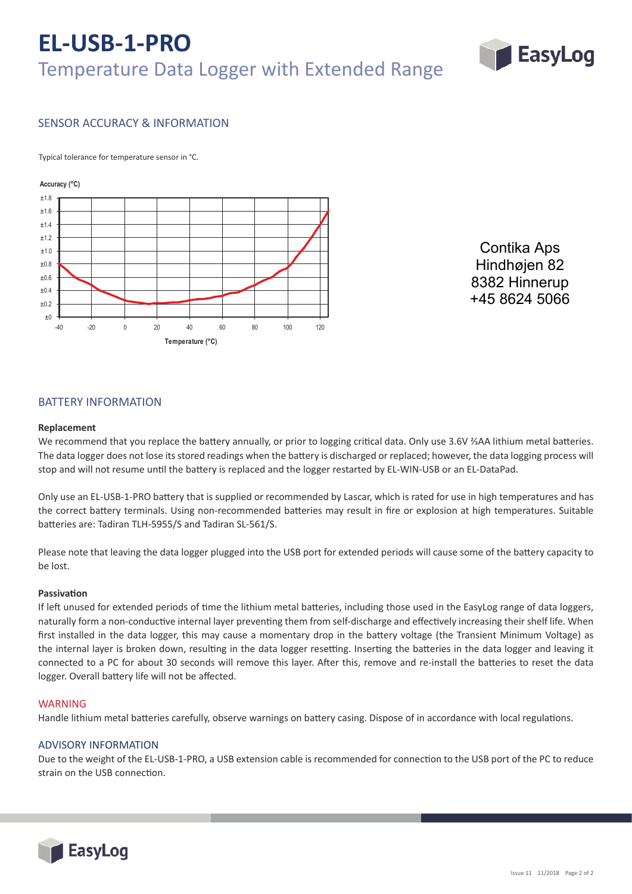# EL-USB-1-PRO

## Temperature Data Logger with Extended Range

EasyLog

## SENSOR ACCURACY & INFORMATION

Typical tolerance for temperature sensor in °C.

Accuracy (°C)

±1.8
±1.6
±1.4
±1.2
±1.0
±0.8
±0.6
±0.4
±0.2
±0

-40 -20 0 20 40 60 80 100 120

Temperature (°C)

Contika Aps
Hindhøjen 82
8382 Hinnerup
+45 8624 5066

## BATTERY INFORMATION

**Replacement**

We recommend that you replace the battery annually, or prior to logging critical data. Only use 3.6V ⅔AA lithium metal batteries. The data logger does not lose its stored readings when the battery is discharged or replaced; however, the data logging process will stop and will not resume until the battery is replaced and the logger restarted by EL-WIN-USB or an EL-DataPad.

Only use an EL-USB-1-PRO battery that is supplied or recommended by Lascar, which is rated for use in high temperatures and has the correct battery terminals. Using non-recommended batteries may result in fire or explosion at high temperatures. Suitable batteries are: Tadiran TLH-5955/S and Tadiran SL-561/S.

Please note that leaving the data logger plugged into the USB port for extended periods will cause some of the battery capacity to be lost.

**Passivation**

If left unused for extended periods of time the lithium metal batteries, including those used in the EasyLog range of data loggers, naturally form a non-conductive internal layer preventing them from self-discharge and effectively increasing their shelf life. When first installed in the data logger, this may cause a momentary drop in the battery voltage (the Transient Minimum Voltage) as the internal layer is broken down, resulting in the data logger resetting. Inserting the batteries in the data logger and leaving it connected to a PC for about 30 seconds will remove this layer. After this, remove and re-install the batteries to reset the data logger. Overall battery life will not be affected.

## WARNING

Handle lithium metal batteries carefully, observe warnings on battery casing. Dispose of in accordance with local regulations.

## ADVISORY INFORMATION

Due to the weight of the EL-USB-1-PRO, a USB extension cable is recommended for connection to the USB port of the PC to reduce strain on the USB connection.

EasyLog

Issue 11 11/2018